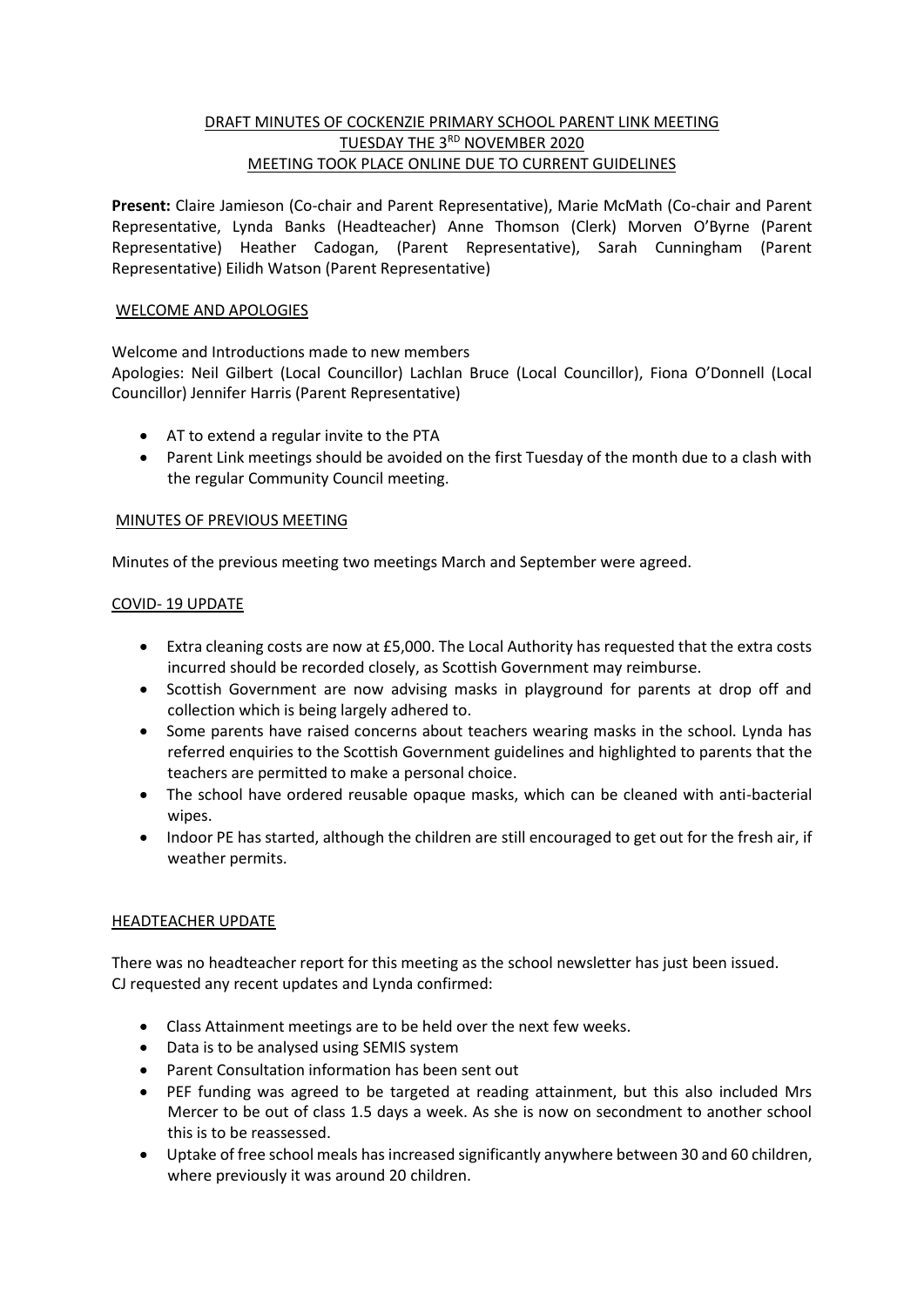# DRAFT MINUTES OF COCKENZIE PRIMARY SCHOOL PARENT LINK MEETING
## TUESDAY THE 3RD NOVEMBER 2020
## MEETING TOOK PLACE ONLINE DUE TO CURRENT GUIDELINES

**Present:** Claire Jamieson (Co-chair and Parent Representative), Marie McMath (Co-chair and Parent Representative, Lynda Banks (Headteacher) Anne Thomson (Clerk) Morven O'Byrne (Parent Representative) Heather Cadogan, (Parent Representative), Sarah Cunningham (Parent Representative) Eilidh Watson (Parent Representative)

### WELCOME AND APOLOGIES

Welcome and Introductions made to new members
Apologies: Neil Gilbert (Local Councillor) Lachlan Bruce (Local Councillor), Fiona O'Donnell (Local Councillor) Jennifer Harris (Parent Representative)

- AT to extend a regular invite to the PTA
- Parent Link meetings should be avoided on the first Tuesday of the month due to a clash with the regular Community Council meeting.

### MINUTES OF PREVIOUS MEETING

Minutes of the previous meeting two meetings March and September were agreed.

### COVID- 19 UPDATE

- Extra cleaning costs are now at £5,000. The Local Authority has requested that the extra costs incurred should be recorded closely, as Scottish Government may reimburse.
- Scottish Government are now advising masks in playground for parents at drop off and collection which is being largely adhered to.
- Some parents have raised concerns about teachers wearing masks in the school. Lynda has referred enquiries to the Scottish Government guidelines and highlighted to parents that the teachers are permitted to make a personal choice.
- The school have ordered reusable opaque masks, which can be cleaned with anti-bacterial wipes.
- Indoor PE has started, although the children are still encouraged to get out for the fresh air, if weather permits.

### HEADTEACHER UPDATE

There was no headteacher report for this meeting as the school newsletter has just been issued.
CJ requested any recent updates and Lynda confirmed:

- Class Attainment meetings are to be held over the next few weeks.
- Data is to be analysed using SEMIS system
- Parent Consultation information has been sent out
- PEF funding was agreed to be targeted at reading attainment, but this also included Mrs Mercer to be out of class 1.5 days a week. As she is now on secondment to another school this is to be reassessed.
- Uptake of free school meals has increased significantly anywhere between 30 and 60 children, where previously it was around 20 children.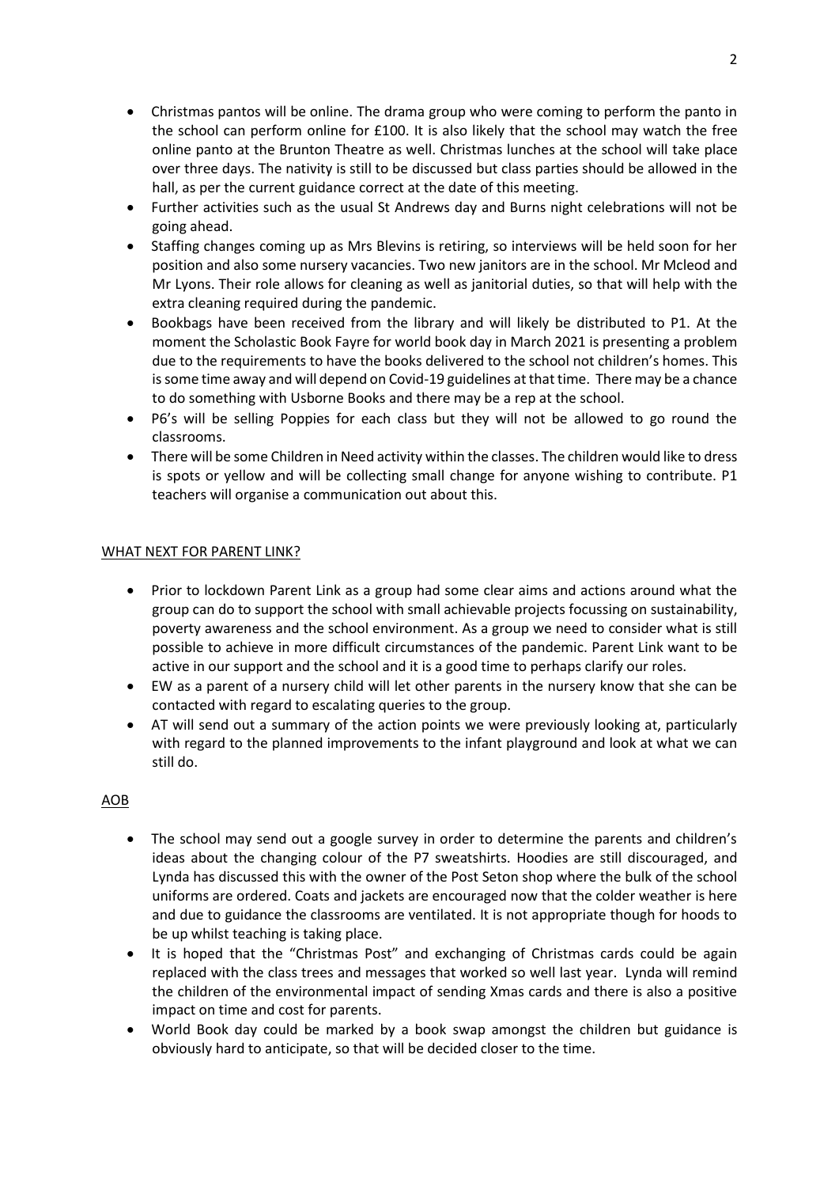- Christmas pantos will be online. The drama group who were coming to perform the panto in the school can perform online for £100. It is also likely that the school may watch the free online panto at the Brunton Theatre as well. Christmas lunches at the school will take place over three days. The nativity is still to be discussed but class parties should be allowed in the hall, as per the current guidance correct at the date of this meeting.
- Further activities such as the usual St Andrews day and Burns night celebrations will not be going ahead.
- Staffing changes coming up as Mrs Blevins is retiring, so interviews will be held soon for her position and also some nursery vacancies. Two new janitors are in the school. Mr Mcleod and Mr Lyons. Their role allows for cleaning as well as janitorial duties, so that will help with the extra cleaning required during the pandemic.
- Bookbags have been received from the library and will likely be distributed to P1. At the moment the Scholastic Book Fayre for world book day in March 2021 is presenting a problem due to the requirements to have the books delivered to the school not children's homes. This is some time away and will depend on Covid-19 guidelines at that time. There may be a chance to do something with Usborne Books and there may be a rep at the school.
- P6's will be selling Poppies for each class but they will not be allowed to go round the classrooms.
- There will be some Children in Need activity within the classes. The children would like to dress is spots or yellow and will be collecting small change for anyone wishing to contribute. P1 teachers will organise a communication out about this.

## WHAT NEXT FOR PARENT LINK?

- Prior to lockdown Parent Link as a group had some clear aims and actions around what the group can do to support the school with small achievable projects focussing on sustainability, poverty awareness and the school environment. As a group we need to consider what is still possible to achieve in more difficult circumstances of the pandemic. Parent Link want to be active in our support and the school and it is a good time to perhaps clarify our roles.
- EW as a parent of a nursery child will let other parents in the nursery know that she can be contacted with regard to escalating queries to the group.
- AT will send out a summary of the action points we were previously looking at, particularly with regard to the planned improvements to the infant playground and look at what we can still do.

## AOB

- The school may send out a google survey in order to determine the parents and children's ideas about the changing colour of the P7 sweatshirts. Hoodies are still discouraged, and Lynda has discussed this with the owner of the Post Seton shop where the bulk of the school uniforms are ordered. Coats and jackets are encouraged now that the colder weather is here and due to guidance the classrooms are ventilated. It is not appropriate though for hoods to be up whilst teaching is taking place.
- It is hoped that the "Christmas Post" and exchanging of Christmas cards could be again replaced with the class trees and messages that worked so well last year. Lynda will remind the children of the environmental impact of sending Xmas cards and there is also a positive impact on time and cost for parents.
- World Book day could be marked by a book swap amongst the children but guidance is obviously hard to anticipate, so that will be decided closer to the time.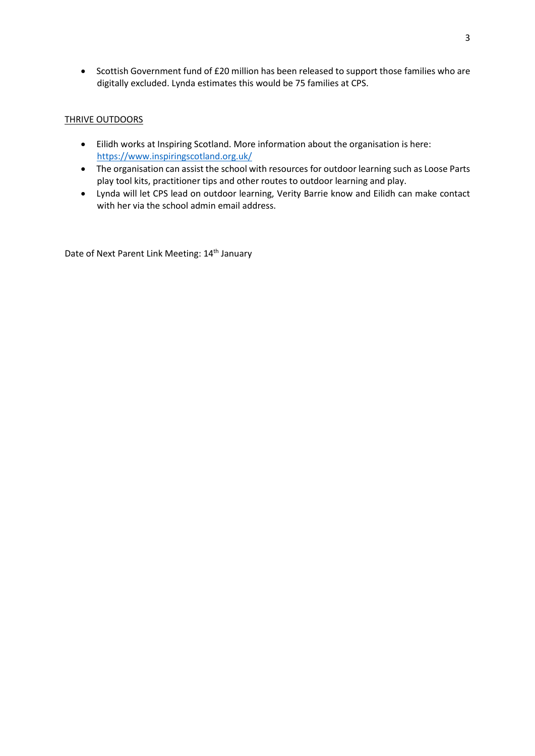- Scottish Government fund of £20 million has been released to support those families who are digitally excluded. Lynda estimates this would be 75 families at CPS.

<u>THRIVE OUTDOORS</u>

- Eilidh works at Inspiring Scotland. More information about the organisation is here: https://www.inspiringscotland.org.uk/
- The organisation can assist the school with resources for outdoor learning such as Loose Parts play tool kits, practitioner tips and other routes to outdoor learning and play.
- Lynda will let CPS lead on outdoor learning, Verity Barrie know and Eilidh can make contact with her via the school admin email address.

Date of Next Parent Link Meeting: 14th January